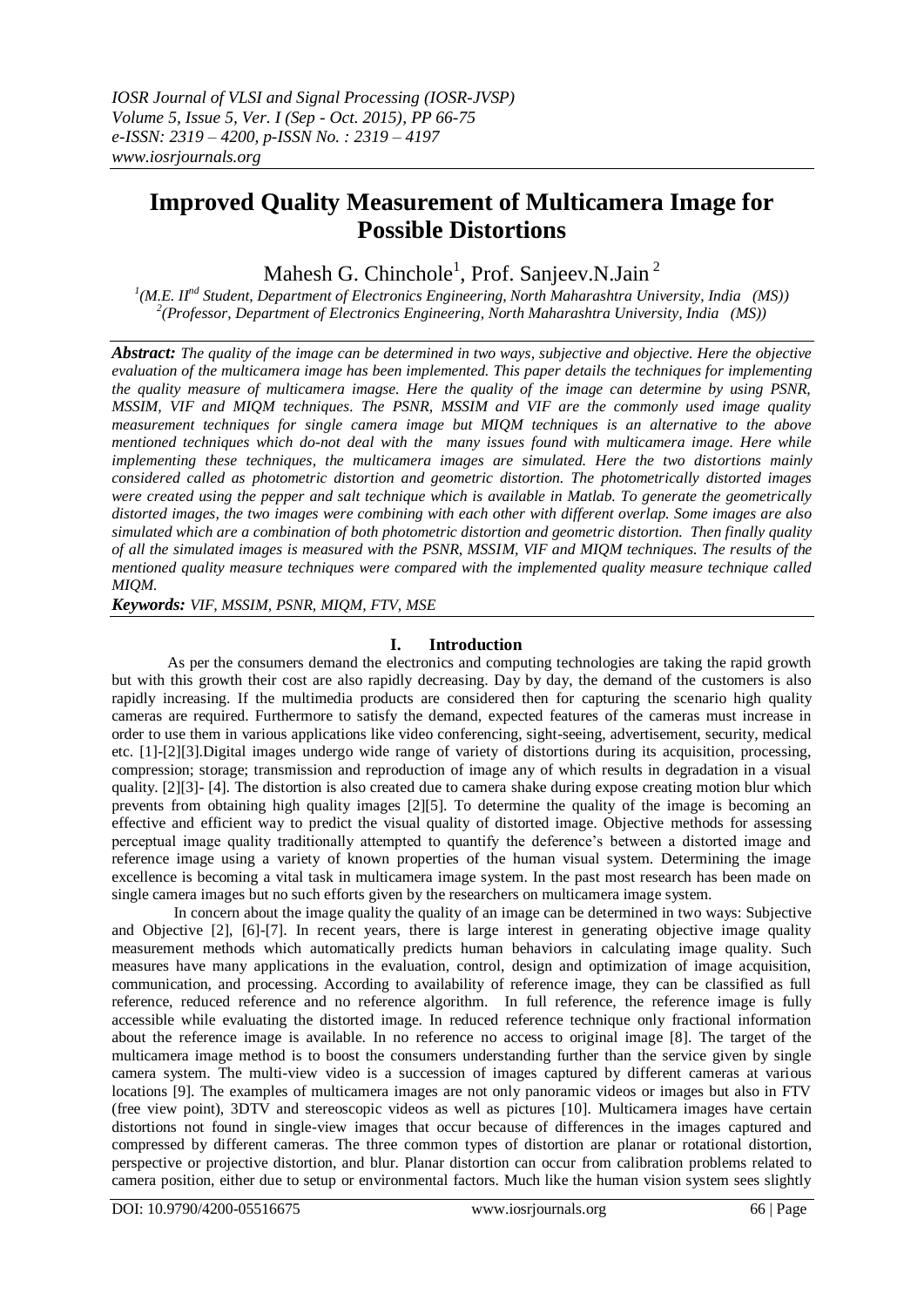# Improved Quality Measurement of Multicamera Image for Possible Distortions

Mahesh G. Chinchole[1], Prof. Sanjeev.N.Jain [2]

[1](M.E. II[nd] Student, Department of Electronics Engineering, North Maharashtra University, India (MS))
[2](Professor, Department of Electronics Engineering, North Maharashtra University, India (MS))

***Abstract:*** *The quality of the image can be determined in two ways, subjective and objective. Here the objective evaluation of the multicamera image has been implemented. This paper details the techniques for implementing the quality measure of multicamera imagse. Here the quality of the image can determine by using PSNR, MSSIM, VIF and MIQM techniques. The PSNR, MSSIM and VIF are the commonly used image quality measurement techniques for single camera image but MIQM techniques is an alternative to the above mentioned techniques which do-not deal with the many issues found with multicamera image. Here while implementing these techniques, the multicamera images are simulated. Here the two distortions mainly considered called as photometric distortion and geometric distortion. The photometrically distorted images were created using the pepper and salt technique which is available in Matlab. To generate the geometrically distorted images, the two images were combining with each other with different overlap. Some images are also simulated which are a combination of both photometric distortion and geometric distortion. Then finally quality of all the simulated images is measured with the PSNR, MSSIM, VIF and MIQM techniques. The results of the mentioned quality measure techniques were compared with the implemented quality measure technique called MIQM.*

***Keywords:*** *VIF, MSSIM, PSNR, MIQM, FTV, MSE*

## I. Introduction

As per the consumers demand the electronics and computing technologies are taking the rapid growth but with this growth their cost are also rapidly decreasing. Day by day, the demand of the customers is also rapidly increasing. If the multimedia products are considered then for capturing the scenario high quality cameras are required. Furthermore to satisfy the demand, expected features of the cameras must increase in order to use them in various applications like video conferencing, sight-seeing, advertisement, security, medical etc. [1]-[2][3].Digital images undergo wide range of variety of distortions during its acquisition, processing, compression; storage; transmission and reproduction of image any of which results in degradation in a visual quality. [2][3]- [4]. The distortion is also created due to camera shake during expose creating motion blur which prevents from obtaining high quality images [2][5]. To determine the quality of the image is becoming an effective and efficient way to predict the visual quality of distorted image. Objective methods for assessing perceptual image quality traditionally attempted to quantify the deference's between a distorted image and reference image using a variety of known properties of the human visual system. Determining the image excellence is becoming a vital task in multicamera image system. In the past most research has been made on single camera images but no such efforts given by the researchers on multicamera image system.

In concern about the image quality the quality of an image can be determined in two ways: Subjective and Objective [2], [6]-[7]. In recent years, there is large interest in generating objective image quality measurement methods which automatically predicts human behaviors in calculating image quality. Such measures have many applications in the evaluation, control, design and optimization of image acquisition, communication, and processing. According to availability of reference image, they can be classified as full reference, reduced reference and no reference algorithm. In full reference, the reference image is fully accessible while evaluating the distorted image. In reduced reference technique only fractional information about the reference image is available. In no reference no access to original image [8]. The target of the multicamera image method is to boost the consumers understanding further than the service given by single camera system. The multi-view video is a succession of images captured by different cameras at various locations [9]. The examples of multicamera images are not only panoramic videos or images but also in FTV (free view point), 3DTV and stereoscopic videos as well as pictures [10]. Multicamera images have certain distortions not found in single-view images that occur because of differences in the images captured and compressed by different cameras. The three common types of distortion are planar or rotational distortion, perspective or projective distortion, and blur. Planar distortion can occur from calibration problems related to camera position, either due to setup or environmental factors. Much like the human vision system sees slightly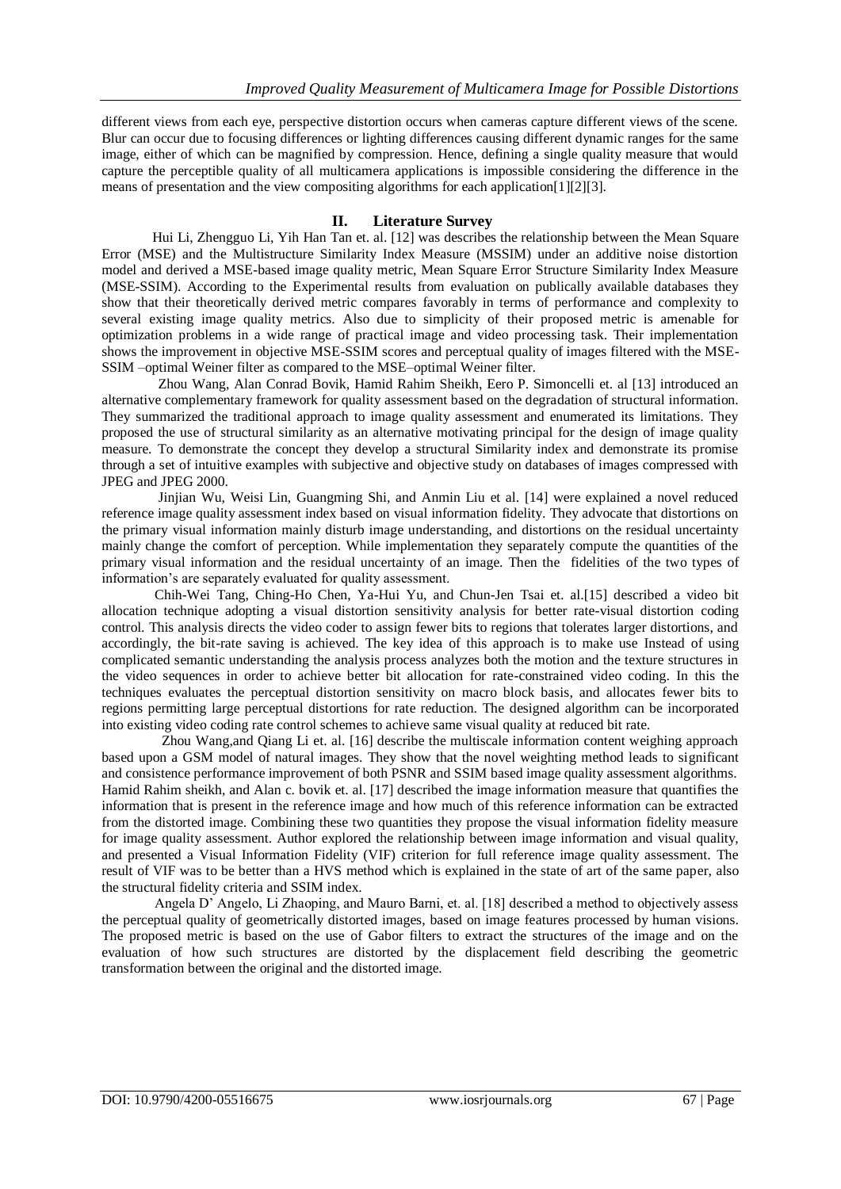different views from each eye, perspective distortion occurs when cameras capture different views of the scene. Blur can occur due to focusing differences or lighting differences causing different dynamic ranges for the same image, either of which can be magnified by compression. Hence, defining a single quality measure that would capture the perceptible quality of all multicamera applications is impossible considering the difference in the means of presentation and the view compositing algorithms for each application[1][2][3].

## II. Literature Survey

Hui Li, Zhengguo Li, Yih Han Tan et. al. [12] was describes the relationship between the Mean Square Error (MSE) and the Multistructure Similarity Index Measure (MSSIM) under an additive noise distortion model and derived a MSE-based image quality metric, Mean Square Error Structure Similarity Index Measure (MSE-SSIM). According to the Experimental results from evaluation on publically available databases they show that their theoretically derived metric compares favorably in terms of performance and complexity to several existing image quality metrics. Also due to simplicity of their proposed metric is amenable for optimization problems in a wide range of practical image and video processing task. Their implementation shows the improvement in objective MSE-SSIM scores and perceptual quality of images filtered with the MSE-SSIM –optimal Weiner filter as compared to the MSE–optimal Weiner filter.

Zhou Wang, Alan Conrad Bovik, Hamid Rahim Sheikh, Eero P. Simoncelli et. al [13] introduced an alternative complementary framework for quality assessment based on the degradation of structural information. They summarized the traditional approach to image quality assessment and enumerated its limitations. They proposed the use of structural similarity as an alternative motivating principal for the design of image quality measure. To demonstrate the concept they develop a structural Similarity index and demonstrate its promise through a set of intuitive examples with subjective and objective study on databases of images compressed with JPEG and JPEG 2000.

Jinjian Wu, Weisi Lin, Guangming Shi, and Anmin Liu et al. [14] were explained a novel reduced reference image quality assessment index based on visual information fidelity. They advocate that distortions on the primary visual information mainly disturb image understanding, and distortions on the residual uncertainty mainly change the comfort of perception. While implementation they separately compute the quantities of the primary visual information and the residual uncertainty of an image. Then the fidelities of the two types of information's are separately evaluated for quality assessment.

Chih-Wei Tang, Ching-Ho Chen, Ya-Hui Yu, and Chun-Jen Tsai et. al.[15] described a video bit allocation technique adopting a visual distortion sensitivity analysis for better rate-visual distortion coding control. This analysis directs the video coder to assign fewer bits to regions that tolerates larger distortions, and accordingly, the bit-rate saving is achieved. The key idea of this approach is to make use Instead of using complicated semantic understanding the analysis process analyzes both the motion and the texture structures in the video sequences in order to achieve better bit allocation for rate-constrained video coding. In this the techniques evaluates the perceptual distortion sensitivity on macro block basis, and allocates fewer bits to regions permitting large perceptual distortions for rate reduction. The designed algorithm can be incorporated into existing video coding rate control schemes to achieve same visual quality at reduced bit rate.

Zhou Wang,and Qiang Li et. al. [16] describe the multiscale information content weighing approach based upon a GSM model of natural images. They show that the novel weighting method leads to significant and consistence performance improvement of both PSNR and SSIM based image quality assessment algorithms. Hamid Rahim sheikh, and Alan c. bovik et. al. [17] described the image information measure that quantifies the information that is present in the reference image and how much of this reference information can be extracted from the distorted image. Combining these two quantities they propose the visual information fidelity measure for image quality assessment. Author explored the relationship between image information and visual quality, and presented a Visual Information Fidelity (VIF) criterion for full reference image quality assessment. The result of VIF was to be better than a HVS method which is explained in the state of art of the same paper, also the structural fidelity criteria and SSIM index.

Angela D' Angelo, Li Zhaoping, and Mauro Barni, et. al. [18] described a method to objectively assess the perceptual quality of geometrically distorted images, based on image features processed by human visions. The proposed metric is based on the use of Gabor filters to extract the structures of the image and on the evaluation of how such structures are distorted by the displacement field describing the geometric transformation between the original and the distorted image.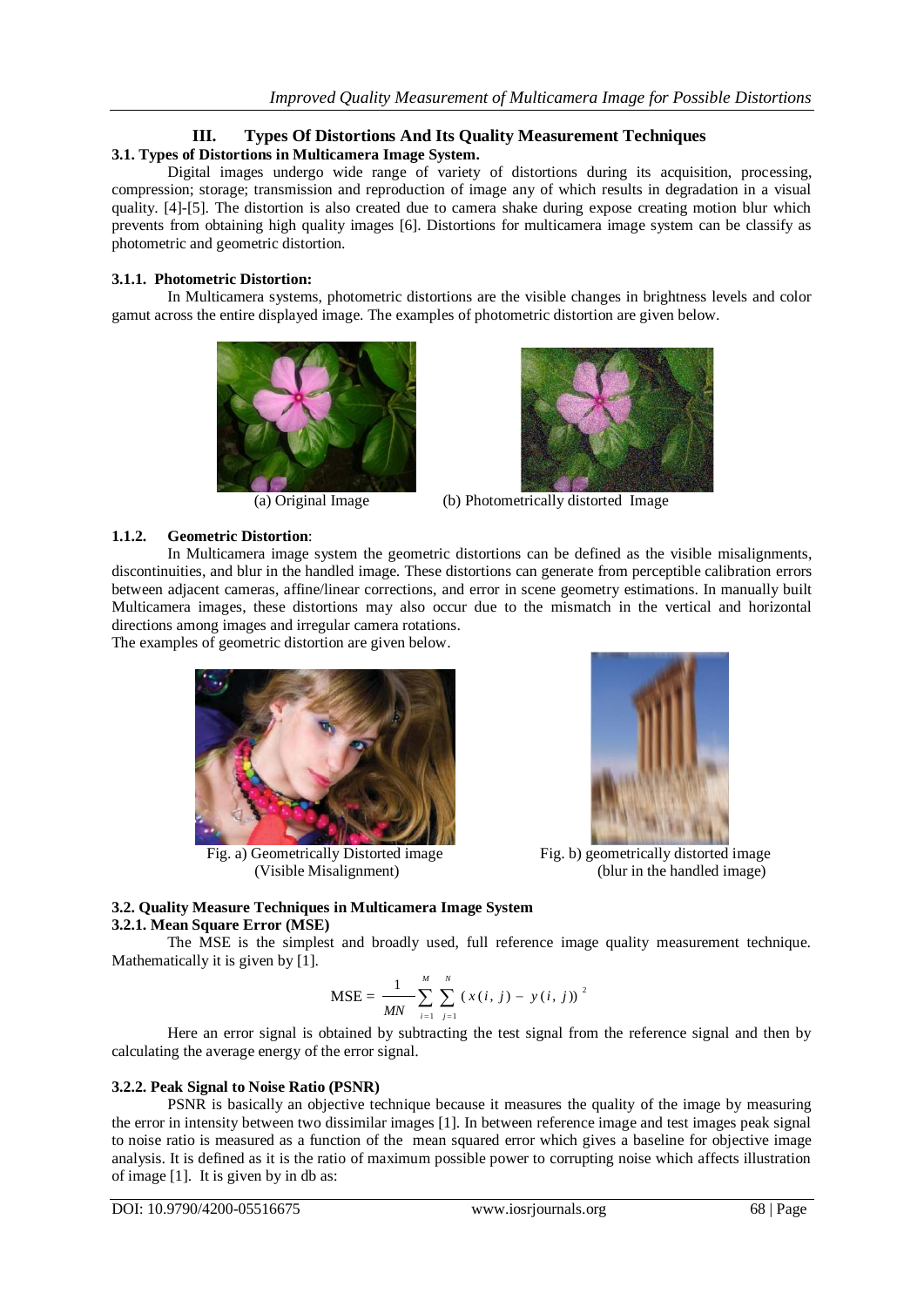## III. Types Of Distortions And Its Quality Measurement Techniques

### 3.1. Types of Distortions in Multicamera Image System.

Digital images undergo wide range of variety of distortions during its acquisition, processing, compression; storage; transmission and reproduction of image any of which results in degradation in a visual quality. [4]-[5]. The distortion is also created due to camera shake during expose creating motion blur which prevents from obtaining high quality images [6]. Distortions for multicamera image system can be classify as photometric and geometric distortion.

#### 3.1.1. Photometric Distortion:

In Multicamera systems, photometric distortions are the visible changes in brightness levels and color gamut across the entire displayed image. The examples of photometric distortion are given below.

(a) Original Image (b) Photometrically distorted Image

#### 1.1.2. Geometric Distortion:

In Multicamera image system the geometric distortions can be defined as the visible misalignments, discontinuities, and blur in the handled image. These distortions can generate from perceptible calibration errors between adjacent cameras, affine/linear corrections, and error in scene geometry estimations. In manually built Multicamera images, these distortions may also occur due to the mismatch in the vertical and horizontal directions among images and irregular camera rotations.

The examples of geometric distortion are given below.

Fig. a) Geometrically Distorted image (Visible Misalignment)

Fig. b) geometrically distorted image (blur in the handled image)

### 3.2. Quality Measure Techniques in Multicamera Image System

#### 3.2.1. Mean Square Error (MSE)

The MSE is the simplest and broadly used, full reference image quality measurement technique. Mathematically it is given by [1].

$$\text{MSE} = \frac{1}{MN}\sum_{i=1}^{M}\sum_{j=1}^{N}(x(i,j) - y(i,j))^2$$

Here an error signal is obtained by subtracting the test signal from the reference signal and then by calculating the average energy of the error signal.

#### 3.2.2. Peak Signal to Noise Ratio (PSNR)

PSNR is basically an objective technique because it measures the quality of the image by measuring the error in intensity between two dissimilar images [1]. In between reference image and test images peak signal to noise ratio is measured as a function of the mean squared error which gives a baseline for objective image analysis. It is defined as it is the ratio of maximum possible power to corrupting noise which affects illustration of image [1]. It is given by in db as: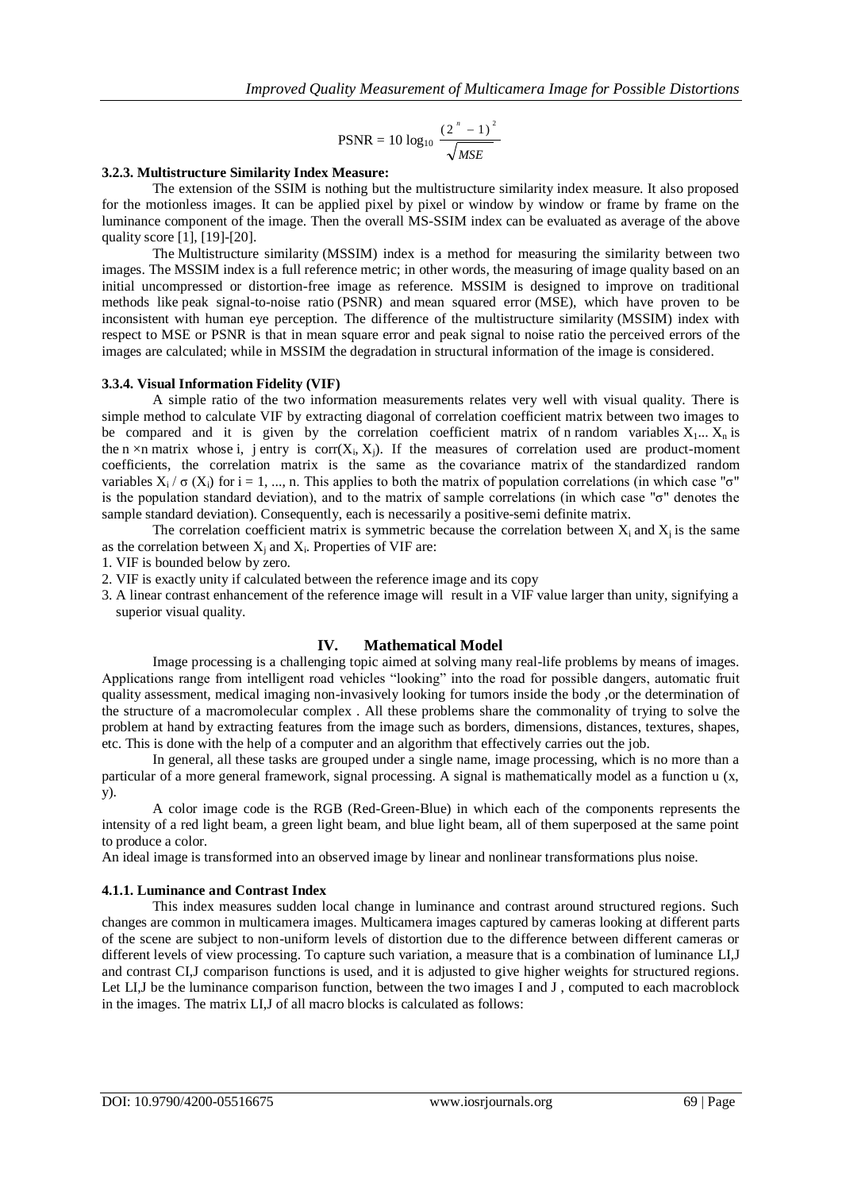$$\text{PSNR} = 10 \log_{10} \frac{(2^n - 1)^2}{\sqrt{MSE}}$$

#### 3.2.3. Multistructure Similarity Index Measure:

The extension of the SSIM is nothing but the multistructure similarity index measure. It also proposed for the motionless images. It can be applied pixel by pixel or window by window or frame by frame on the luminance component of the image. Then the overall MS-SSIM index can be evaluated as average of the above quality score [1], [19]-[20].

The Multistructure similarity (MSSIM) index is a method for measuring the similarity between two images. The MSSIM index is a full reference metric; in other words, the measuring of image quality based on an initial uncompressed or distortion-free image as reference. MSSIM is designed to improve on traditional methods like peak signal-to-noise ratio (PSNR) and mean squared error (MSE), which have proven to be inconsistent with human eye perception. The difference of the multistructure similarity (MSSIM) index with respect to MSE or PSNR is that in mean square error and peak signal to noise ratio the perceived errors of the images are calculated; while in MSSIM the degradation in structural information of the image is considered.

#### 3.3.4. Visual Information Fidelity (VIF)

A simple ratio of the two information measurements relates very well with visual quality. There is simple method to calculate VIF by extracting diagonal of correlation coefficient matrix between two images to be compared and it is given by the correlation coefficient matrix of n random variables $X_1 ... X_n$ is the n ×n matrix whose i, j entry is $\text{corr}(X_i, X_j)$. If the measures of correlation used are product-moment coefficients, the correlation matrix is the same as the covariance matrix of the standardized random variables $X_i / \sigma(X_i)$ for i = 1, ..., n. This applies to both the matrix of population correlations (in which case "σ" is the population standard deviation), and to the matrix of sample correlations (in which case "σ" denotes the sample standard deviation). Consequently, each is necessarily a positive-semi definite matrix.

The correlation coefficient matrix is symmetric because the correlation between $X_i$ and $X_j$ is the same as the correlation between $X_j$ and $X_i$. Properties of VIF are:

1. VIF is bounded below by zero.
2. VIF is exactly unity if calculated between the reference image and its copy
3. A linear contrast enhancement of the reference image will result in a VIF value larger than unity, signifying a superior visual quality.

## IV. Mathematical Model

Image processing is a challenging topic aimed at solving many real-life problems by means of images. Applications range from intelligent road vehicles "looking" into the road for possible dangers, automatic fruit quality assessment, medical imaging non-invasively looking for tumors inside the body ,or the determination of the structure of a macromolecular complex . All these problems share the commonality of trying to solve the problem at hand by extracting features from the image such as borders, dimensions, distances, textures, shapes, etc. This is done with the help of a computer and an algorithm that effectively carries out the job.

In general, all these tasks are grouped under a single name, image processing, which is no more than a particular of a more general framework, signal processing. A signal is mathematically model as a function u (x, y).

A color image code is the RGB (Red-Green-Blue) in which each of the components represents the intensity of a red light beam, a green light beam, and blue light beam, all of them superposed at the same point to produce a color.

An ideal image is transformed into an observed image by linear and nonlinear transformations plus noise.

#### 4.1.1. Luminance and Contrast Index

This index measures sudden local change in luminance and contrast around structured regions. Such changes are common in multicamera images. Multicamera images captured by cameras looking at different parts of the scene are subject to non-uniform levels of distortion due to the difference between different cameras or different levels of view processing. To capture such variation, a measure that is a combination of luminance $L_{I,J}$ and contrast $C_{I,J}$ comparison functions is used, and it is adjusted to give higher weights for structured regions. Let $L_{I,J}$ be the luminance comparison function, between the two images I and J , computed to each macroblock in the images. The matrix $L_{I,J}$ of all macro blocks is calculated as follows: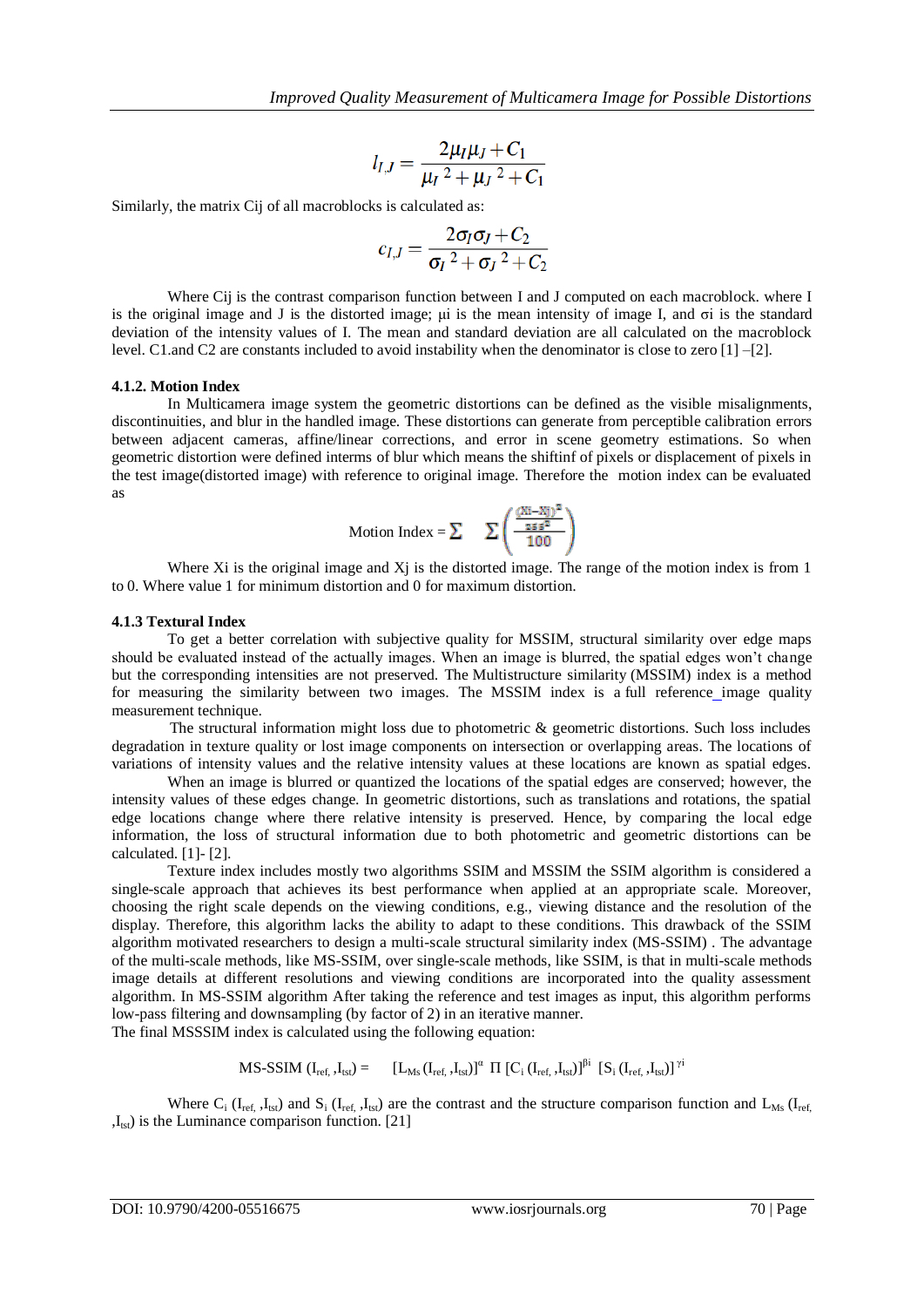$$l_{I,J} = \frac{2\mu_I \mu_J + C_1}{\mu_I{}^2 + \mu_J{}^2 + C_1}$$

Similarly, the matrix Cij of all macroblocks is calculated as:

$$c_{I,J} = \frac{2\sigma_I \sigma_J + C_2}{\sigma_I{}^2 + \sigma_J{}^2 + C_2}$$

Where Cij is the contrast comparison function between I and J computed on each macroblock. where I is the original image and J is the distorted image; μi is the mean intensity of image I, and σi is the standard deviation of the intensity values of I. The mean and standard deviation are all calculated on the macroblock level. C1.and C2 are constants included to avoid instability when the denominator is close to zero [1] –[2].

#### 4.1.2. Motion Index

In Multicamera image system the geometric distortions can be defined as the visible misalignments, discontinuities, and blur in the handled image. These distortions can generate from perceptible calibration errors between adjacent cameras, affine/linear corrections, and error in scene geometry estimations. So when geometric distortion were defined interms of blur which means the shiftinf of pixels or displacement of pixels in the test image(distorted image) with reference to original image. Therefore the motion index can be evaluated as

$$\text{Motion Index} = \sum \quad \sum \left( \frac{\frac{(Xi-Xj)^2}{255^2}}{100} \right)$$

Where Xi is the original image and Xj is the distorted image. The range of the motion index is from 1 to 0. Where value 1 for minimum distortion and 0 for maximum distortion.

#### 4.1.3 Textural Index

To get a better correlation with subjective quality for MSSIM, structural similarity over edge maps should be evaluated instead of the actually images. When an image is blurred, the spatial edges won't change but the corresponding intensities are not preserved. The Multistructure similarity (MSSIM) index is a method for measuring the similarity between two images. The MSSIM index is a full reference_image quality measurement technique.

The structural information might loss due to photometric & geometric distortions. Such loss includes degradation in texture quality or lost image components on intersection or overlapping areas. The locations of variations of intensity values and the relative intensity values at these locations are known as spatial edges.

When an image is blurred or quantized the locations of the spatial edges are conserved; however, the intensity values of these edges change. In geometric distortions, such as translations and rotations, the spatial edge locations change where there relative intensity is preserved. Hence, by comparing the local edge information, the loss of structural information due to both photometric and geometric distortions can be calculated. [1]- [2].

Texture index includes mostly two algorithms SSIM and MSSIM the SSIM algorithm is considered a single-scale approach that achieves its best performance when applied at an appropriate scale. Moreover, choosing the right scale depends on the viewing conditions, e.g., viewing distance and the resolution of the display. Therefore, this algorithm lacks the ability to adapt to these conditions. This drawback of the SSIM algorithm motivated researchers to design a multi-scale structural similarity index (MS-SSIM) . The advantage of the multi-scale methods, like MS-SSIM, over single-scale methods, like SSIM, is that in multi-scale methods image details at different resolutions and viewing conditions are incorporated into the quality assessment algorithm. In MS-SSIM algorithm After taking the reference and test images as input, this algorithm performs low-pass filtering and downsampling (by factor of 2) in an iterative manner.

The final MSSSIM index is calculated using the following equation:

$$\text{MS-SSIM}\,(I_{ref,}\,,I_{tst}) = \quad [L_{Ms}\,(I_{ref,}\,,I_{tst})]^{\alpha}\ \Pi\ [C_i\,(I_{ref,}\,,I_{tst})]^{\beta i}\ \ [S_i\,(I_{ref,}\,,I_{tst})]^{\gamma i}$$

Where $C_i\,(I_{ref,}\,,I_{tst})$ and $S_i\,(I_{ref,}\,,I_{tst})$ are the contrast and the structure comparison function and $L_{Ms}\,(I_{ref,}\,,I_{tst})$ is the Luminance comparison function. [21]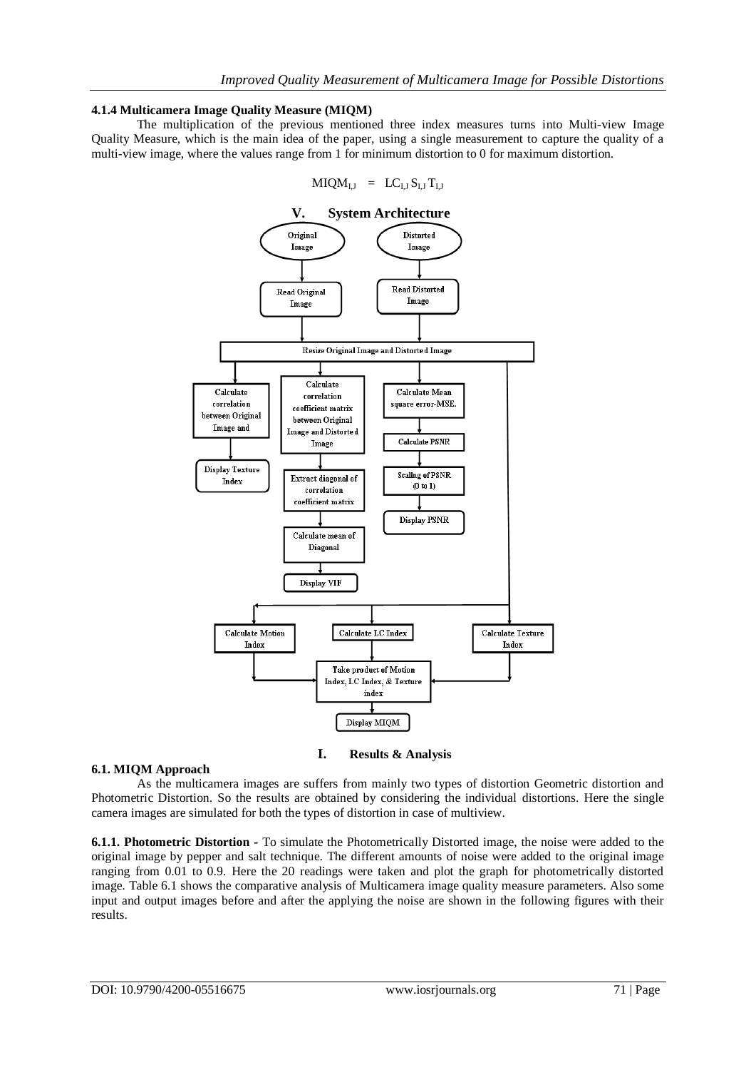### 4.1.4 Multicamera Image Quality Measure (MIQM)

The multiplication of the previous mentioned three index measures turns into Multi-view Image Quality Measure, which is the main idea of the paper, using a single measurement to capture the quality of a multi-view image, where the values range from 1 for minimum distortion to 0 for maximum distortion.

$$MIQM_{I,J} = LC_{I,J}\, S_{I,J}\, T_{I,J}$$

## V. System Architecture

Original Image → Read Original Image; Distorted Image → Read Distorted Image

Resize Original Image and Distorted Image

- Calculate correlation between Original Image and → Display Texture Index
- Calculate correlation coefficient matrix between Original Image and Distorted Image → Extract diagonal of correlation coefficient matrix → Calculate mean of Diagonal → Display VIF
- Calculate Mean square error-MSE. → Calculate PSNR → Scaling of PSNR (0 to 1) → Display PSNR

Calculate Motion Index, Calculate LC Index, Calculate Texture Index → Take product of Motion Index, LC Index, & Texture index → Display MIQM

## I. Results & Analysis

### 6.1. MIQM Approach

As the multicamera images are suffers from mainly two types of distortion Geometric distortion and Photometric Distortion. So the results are obtained by considering the individual distortions. Here the single camera images are simulated for both the types of distortion in case of multiview.

**6.1.1. Photometric Distortion -** To simulate the Photometrically Distorted image, the noise were added to the original image by pepper and salt technique. The different amounts of noise were added to the original image ranging from 0.01 to 0.9. Here the 20 readings were taken and plot the graph for photometrically distorted image. Table 6.1 shows the comparative analysis of Multicamera image quality measure parameters. Also some input and output images before and after the applying the noise are shown in the following figures with their results.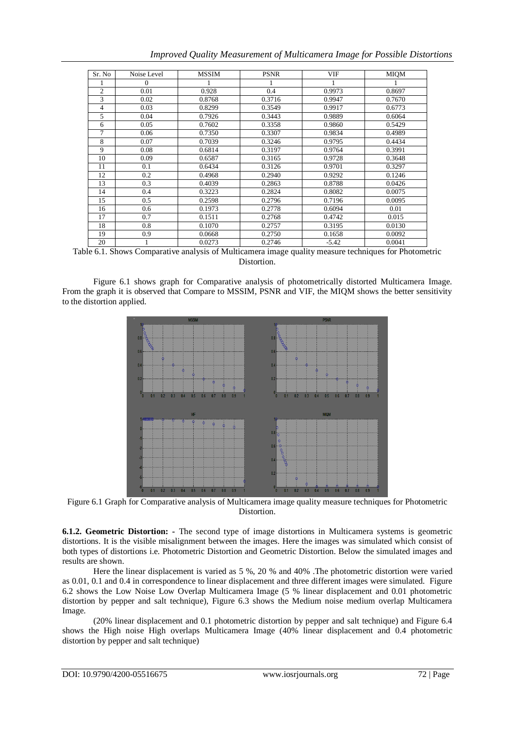| Sr. No | Noise Level | MSSIM | PSNR | VIF | MIQM |
|---|---|---|---|---|---|
| 1 | 0 | 1 | 1 | 1 | 1 |
| 2 | 0.01 | 0.928 | 0.4 | 0.9973 | 0.8697 |
| 3 | 0.02 | 0.8768 | 0.3716 | 0.9947 | 0.7670 |
| 4 | 0.03 | 0.8299 | 0.3549 | 0.9917 | 0.6773 |
| 5 | 0.04 | 0.7926 | 0.3443 | 0.9889 | 0.6064 |
| 6 | 0.05 | 0.7602 | 0.3358 | 0.9860 | 0.5429 |
| 7 | 0.06 | 0.7350 | 0.3307 | 0.9834 | 0.4989 |
| 8 | 0.07 | 0.7039 | 0.3246 | 0.9795 | 0.4434 |
| 9 | 0.08 | 0.6814 | 0.3197 | 0.9764 | 0.3991 |
| 10 | 0.09 | 0.6587 | 0.3165 | 0.9728 | 0.3648 |
| 11 | 0.1 | 0.6434 | 0.3126 | 0.9701 | 0.3297 |
| 12 | 0.2 | 0.4968 | 0.2940 | 0.9292 | 0.1246 |
| 13 | 0.3 | 0.4039 | 0.2863 | 0.8788 | 0.0426 |
| 14 | 0.4 | 0.3223 | 0.2824 | 0.8082 | 0.0075 |
| 15 | 0.5 | 0.2598 | 0.2796 | 0.7196 | 0.0095 |
| 16 | 0.6 | 0.1973 | 0.2778 | 0.6094 | 0.01 |
| 17 | 0.7 | 0.1511 | 0.2768 | 0.4742 | 0.015 |
| 18 | 0.8 | 0.1070 | 0.2757 | 0.3195 | 0.0130 |
| 19 | 0.9 | 0.0668 | 0.2750 | 0.1658 | 0.0092 |
| 20 | 1 | 0.0273 | 0.2746 | -5.42 | 0.0041 |

Table 6.1. Shows Comparative analysis of Multicamera image quality measure techniques for Photometric Distortion.

Figure 6.1 shows graph for Comparative analysis of photometrically distorted Multicamera Image. From the graph it is observed that Compare to MSSIM, PSNR and VIF, the MIQM shows the better sensitivity to the distortion applied.

Figure 6.1 Graph for Comparative analysis of Multicamera image quality measure techniques for Photometric Distortion.

**6.1.2. Geometric Distortion: -** The second type of image distortions in Multicamera systems is geometric distortions. It is the visible misalignment between the images. Here the images was simulated which consist of both types of distortions i.e. Photometric Distortion and Geometric Distortion. Below the simulated images and results are shown.

Here the linear displacement is varied as 5 %, 20 % and 40% .The photometric distortion were varied as 0.01, 0.1 and 0.4 in correspondence to linear displacement and three different images were simulated. Figure 6.2 shows the Low Noise Low Overlap Multicamera Image (5 % linear displacement and 0.01 photometric distortion by pepper and salt technique), Figure 6.3 shows the Medium noise medium overlap Multicamera Image.

(20% linear displacement and 0.1 photometric distortion by pepper and salt technique) and Figure 6.4 shows the High noise High overlaps Multicamera Image (40% linear displacement and 0.4 photometric distortion by pepper and salt technique)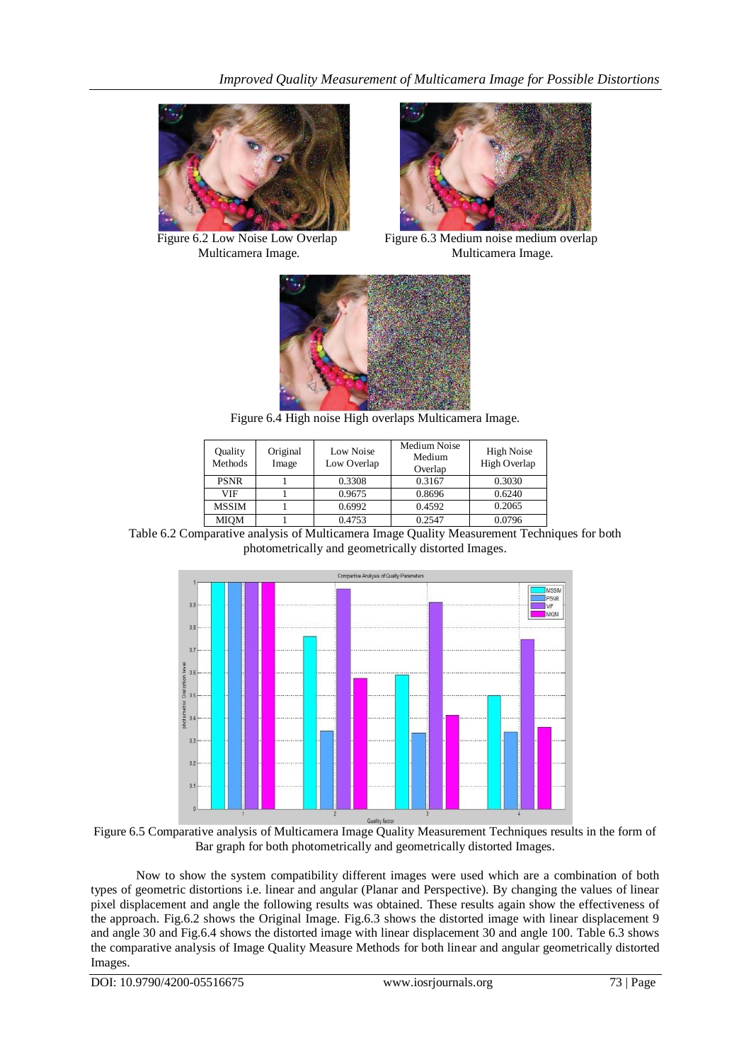Figure 6.2 Low Noise Low Overlap Multicamera Image.

Figure 6.3 Medium noise medium overlap Multicamera Image.

Figure 6.4 High noise High overlaps Multicamera Image.

| Quality Methods | Original Image | Low Noise Low Overlap | Medium Noise Medium Overlap | High Noise High Overlap |
|---|---|---|---|---|
| PSNR | 1 | 0.3308 | 0.3167 | 0.3030 |
| VIF | 1 | 0.9675 | 0.8696 | 0.6240 |
| MSSIM | 1 | 0.6992 | 0.4592 | 0.2065 |
| MIQM | 1 | 0.4753 | 0.2547 | 0.0796 |

Table 6.2 Comparative analysis of Multicamera Image Quality Measurement Techniques for both photometrically and geometrically distorted Images.

Figure 6.5 Comparative analysis of Multicamera Image Quality Measurement Techniques results in the form of Bar graph for both photometrically and geometrically distorted Images.

Now to show the system compatibility different images were used which are a combination of both types of geometric distortions i.e. linear and angular (Planar and Perspective). By changing the values of linear pixel displacement and angle the following results was obtained. These results again show the effectiveness of the approach. Fig.6.2 shows the Original Image. Fig.6.3 shows the distorted image with linear displacement 9 and angle 30 and Fig.6.4 shows the distorted image with linear displacement 30 and angle 100. Table 6.3 shows the comparative analysis of Image Quality Measure Methods for both linear and angular geometrically distorted Images.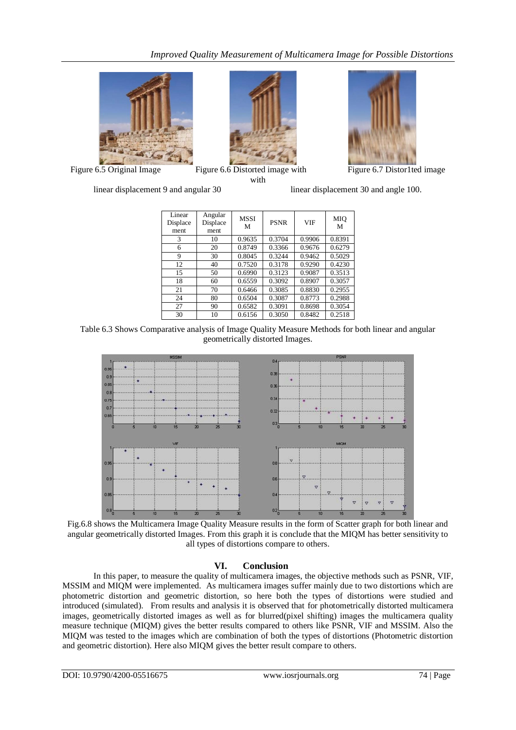Figure 6.5 Original Image

Figure 6.6 Distorted image with linear displacement 9 and angular 30

Figure 6.7 Distor1ted image with linear displacement 30 and angle 100.

| Linear Displacement | Angular Displacement | MSSIM | PSNR | VIF | MIQM |
|---|---|---|---|---|---|
| 3 | 10 | 0.9635 | 0.3704 | 0.9906 | 0.8391 |
| 6 | 20 | 0.8749 | 0.3366 | 0.9676 | 0.6279 |
| 9 | 30 | 0.8045 | 0.3244 | 0.9462 | 0.5029 |
| 12 | 40 | 0.7520 | 0.3178 | 0.9290 | 0.4230 |
| 15 | 50 | 0.6990 | 0.3123 | 0.9087 | 0.3513 |
| 18 | 60 | 0.6559 | 0.3092 | 0.8907 | 0.3057 |
| 21 | 70 | 0.6466 | 0.3085 | 0.8830 | 0.2955 |
| 24 | 80 | 0.6504 | 0.3087 | 0.8773 | 0.2988 |
| 27 | 90 | 0.6582 | 0.3091 | 0.8698 | 0.3054 |
| 30 | 10 | 0.6156 | 0.3050 | 0.8482 | 0.2518 |

Table 6.3 Shows Comparative analysis of Image Quality Measure Methods for both linear and angular geometrically distorted Images.

Fig.6.8 shows the Multicamera Image Quality Measure results in the form of Scatter graph for both linear and angular geometrically distorted Images. From this graph it is conclude that the MIQM has better sensitivity to all types of distortions compare to others.

## VI. Conclusion

In this paper, to measure the quality of multicamera images, the objective methods such as PSNR, VIF, MSSIM and MIQM were implemented. As multicamera images suffer mainly due to two distortions which are photometric distortion and geometric distortion, so here both the types of distortions were studied and introduced (simulated). From results and analysis it is observed that for photometrically distorted multicamera images, geometrically distorted images as well as for blurred(pixel shifting) images the multicamera quality measure technique (MIQM) gives the better results compared to others like PSNR, VIF and MSSIM. Also the MIQM was tested to the images which are combination of both the types of distortions (Photometric distortion and geometric distortion). Here also MIQM gives the better result compare to others.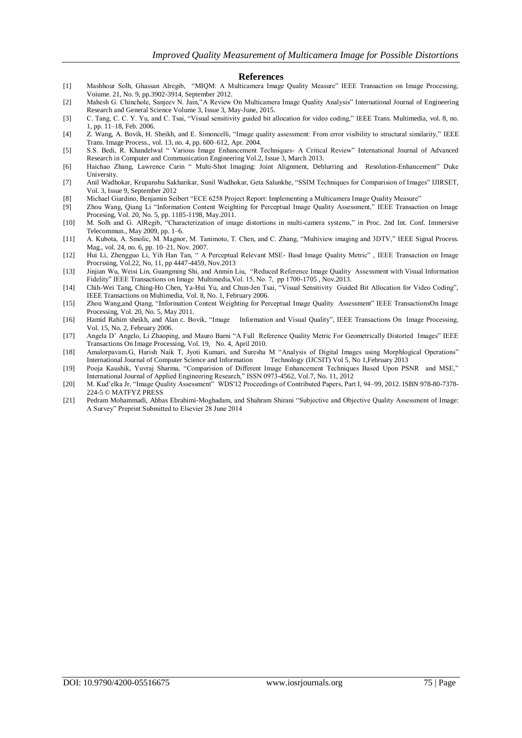## References

[1] Mashhour Solh, Ghassan Alregib, "MIQM: A Multicamera Image Quality Measure" IEEE Transaction on Image Processing, Voiume. 21, No. 9, pp.3902-3914, September 2012.

[2] Mahesh G. Chinchole, Sanjeev N. Jain,"A Review On Multicamera Image Quality Analysis" International Journal of Engineering Research and General Science Volume 3, Issue 3, May-June, 2015.

[3] C. Tang, C. C. Y. Yu, and C. Tsai, "Visual sensitivity guided bit allocation for video coding," IEEE Trans. Multimedia, vol. 8, no. 1, pp. 11–18, Feb. 2006.

[4] Z. Wang, A. Bovik, H. Sheikh, and E. Simoncelli, "Image quality assessment: From error visibility to structural similarity," IEEE Trans. Image Process., vol. 13, no. 4, pp. 600–612, Apr. 2004.

[5] S.S. Bedi, R. Khandelwal " Various Image Enhancement Techniques- A Critical Review" International Journal of Advanced Research in Computer and Communication Engineering Vol.2, Issue 3, March 2013.

[6] Haichao Zhang, Lawrence Carin " Multi-Shot Imaging: Joint Alignment, Deblurring and Resolution-Enhancement" Duke University.

[7] Anil Wadhokar, Krupanshu Sakharikar, Sunil Wadhokar, Geta Salunkhe, "SSIM Techniques for Comparision of Images" IJIRSET, Vol. 3, Issue 9, September 2012

[8] Michael Giardino, Benjamin Seibert "ECE 6258 Project Report: Implementing a Multicamera Image Quality Measure"

[9] Zhou Wang, Qiang Li "Information Content Weighting for Perceptual Image Quality Assessment," IEEE Transaction on Image Procesing, Vol. 20, No. 5, pp. 1185-1198, May.2011.

[10] M. Solh and G. AlRegib, "Characterization of image distortions in multi-camera systems," in Proc. 2nd Int. Conf. Immersive Telecommun., May 2009, pp. 1–6.

[11] A. Kubota, A. Smolic, M. Magnor, M. Tanimoto, T. Chen, and C. Zhang, "Multiview imaging and 3DTV," IEEE Signal Process. Mag., vol. 24, no. 6, pp. 10–21, Nov. 2007.

[12] Hui Li, Zhengguo Li, Yih Han Tan, " A Perceptual Relevant MSE- Basd Image Quality Metric" , IEEE Transaction on Image Procrssing, Vol.22, No, 11, pp 4447-4459, Nov.2013

[13] Jinjian Wu, Weisi Lin, Guangming Shi, and Anmin Liu, "Reduced Reference Image Quality Assessment with Visual Information Fidelity" IEEE Transactions on Image Multimedia,Vol. 15, No. 7, pp 1700-1705 , Nov.2013.

[14] Chih-Wei Tang, Ching-Ho Chen, Ya-Hui Yu, and Chun-Jen Tsai, "Visual Sensitivity Guided Bit Allocation for Video Coding", IEEE Transactions on Multimedia, Vol. 8, No. 1, February 2006.

[15] Zhou Wang,and Qiang, "Information Content Weighting for Perceptual Image Quality Assessment" IEEE TransactionsOn Image Processing, Vol. 20, No. 5, May 2011.

[16] Hamid Rahim sheikh, and Alan c. Bovik, "Image Information and Visual Quality", IEEE Transactions On Image Processing, Vol. 15, No. 2, February 2006.

[17] Angela D' Angelo, Li Zhaoping, and Mauro Barni "A Full Reference Quality Metric For Geometrically Distorted Images" IEEE Transactions On Image Processing, Vol. 19, No. 4, April 2010.

[18] Amalorpavam.G, Harish Naik T, Jyoti Kumari, and Suresha M "Analysis of Digital Images using Morphlogical Operations" International Journal of Computer Science and Information Technology (IJCSIT) Vol 5, No 1,February 2013

[19] Pooja Kaushik, Yuvraj Sharma, "Comparision of Different Image Enhancement Techniques Based Upon PSNR and MSE," International Journal of Applied Engineering Research," ISSN 0973-4562, Vol.7, No. 11, 2012

[20] M. Kud`elka Jr, "Image Quality Assessment" WDS'12 Proceedings of Contributed Papers, Part I, 94–99, 2012. ISBN 978-80-7378-224-5 © MATFYZ PRESS

[21] Pedram Mohammadi, Abbas Ebrahimi-Moghadam, and Shahram Shirani "Subjective and Objective Quality Assessment of Image: A Survey" Preprint Submitted to Elsevier 28 June 2014